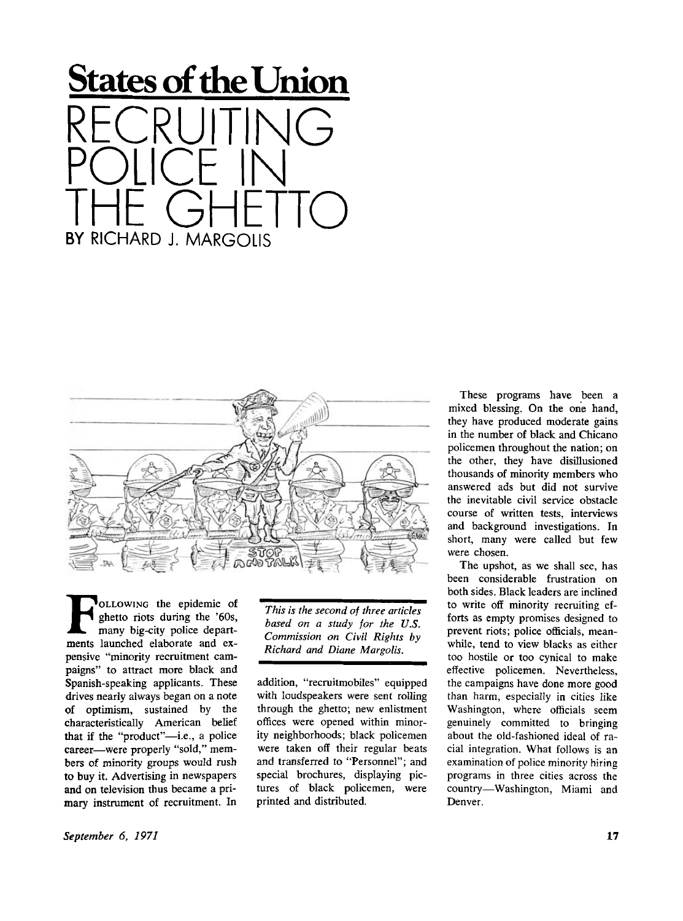# States of the Union

# RECRUITING POLICE IN THE GHETTO

BY RICHARD J. MARGOLIS

*This is the second of three articles based on a study for the U.S. Commission on Civil Rights by Richard and Diane Margolis.*

FOLLOWING the epidemic of ghetto riots during the '60s, many big-city police departments launched elaborate and expensive "minority recruitment campaigns" to attract more black and Spanish-speaking applicants. These drives nearly always began on a note of optimism, sustained by the characteristically American belief that if the "product"—i.e., a police career—were properly "sold," members of minority groups would rush to buy it. Advertising in newspapers and on television thus became a primary instrument of recruitment. In addition, "recruitmobiles" equipped with loudspeakers were sent rolling through the ghetto; new enlistment offices were opened within minority neighborhoods; black policemen were taken off their regular beats and transferred to "Personnel"; and special brochures, displaying pictures of black policemen, were printed and distributed.

These programs have been a mixed blessing. On the one hand, they have produced moderate gains in the number of black and Chicano policemen throughout the nation; on the other, they have disillusioned thousands of minority members who answered ads but did not survive the inevitable civil service obstacle course of written tests, interviews and background investigations. In short, many were called but few were chosen.

The upshot, as we shall see, has been considerable frustration on both sides. Black leaders are inclined to write off minority recruiting efforts as empty promises designed to prevent riots; police officials, meanwhile, tend to view blacks as either too hostile or too cynical to make effective policemen. Nevertheless, the campaigns have done more good than harm, especially in cities like Washington, where officials seem genuinely committed to bringing about the old-fashioned ideal of racial integration. What follows is an examination of police minority hiring programs in three cities across the country—Washington, Miami and Denver.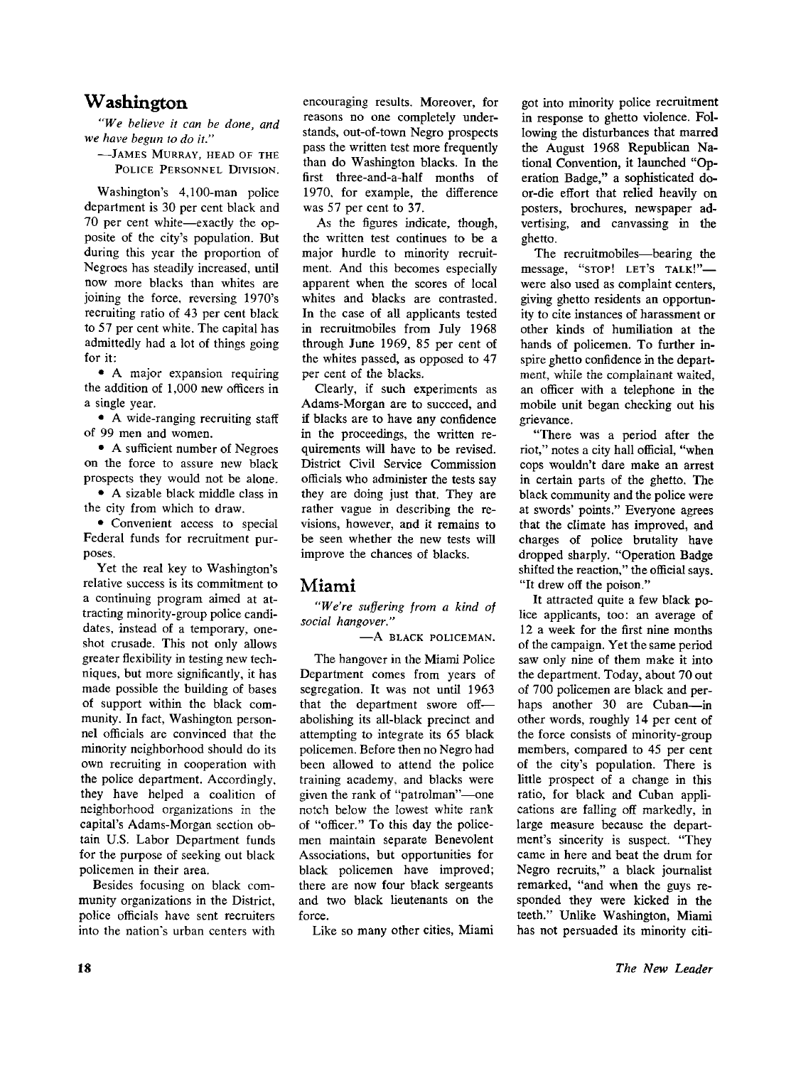## Washington

*"We believe it can be done, and we have begun to do it."*

—James Murray, head of the Police Personnel Division.

Washington's 4,100-man police department is 30 per cent black and 70 per cent white—exactly the opposite of the city's population. But during this year the proportion of Negroes has steadily increased, until now more blacks than whites are joining the force, reversing 1970's recruiting ratio of 43 per cent black to 57 per cent white. The capital has admittedly had a lot of things going for it:

- A major expansion requiring the addition of 1,000 new officers in a single year.
- A wide-ranging recruiting staff of 99 men and women.
- A sufficient number of Negroes on the force to assure new black prospects they would not be alone.
- A sizable black middle class in the city from which to draw.
- Convenient access to special Federal funds for recruitment purposes.

Yet the real key to Washington's relative success is its commitment to a continuing program aimed at attracting minority-group police candidates, instead of a temporary, one-shot crusade. This not only allows greater flexibility in testing new techniques, but more significantly, it has made possible the building of bases of support within the black community. In fact, Washington personnel officials are convinced that the minority neighborhood should do its own recruiting in cooperation with the police department. Accordingly, they have helped a coalition of neighborhood organizations in the capital's Adams-Morgan section obtain U.S. Labor Department funds for the purpose of seeking out black policemen in their area.

Besides focusing on black community organizations in the District, police officials have sent recruiters into the nation's urban centers with encouraging results. Moreover, for reasons no one completely understands, out-of-town Negro prospects pass the written test more frequently than do Washington blacks. In the first three-and-a-half months of 1970, for example, the difference was 57 per cent to 37.

As the figures indicate, though, the written test continues to be a major hurdle to minority recruitment. And this becomes especially apparent when the scores of local whites and blacks are contrasted. In the case of all applicants tested in recruitmobiles from July 1968 through June 1969, 85 per cent of the whites passed, as opposed to 47 per cent of the blacks.

Clearly, if such experiments as Adams-Morgan are to succeed, and if blacks are to have any confidence in the proceedings, the written requirements will have to be revised. District Civil Service Commission officials who administer the tests say they are doing just that. They are rather vague in describing the revisions, however, and it remains to be seen whether the new tests will improve the chances of blacks.

## Miami

*"We're suffering from a kind of social hangover."*

—A black policeman.

The hangover in the Miami Police Department comes from years of segregation. It was not until 1963 that the department swore off—abolishing its all-black precinct and attempting to integrate its 65 black policemen. Before then no Negro had been allowed to attend the police training academy, and blacks were given the rank of "patrolman"—one notch below the lowest white rank of "officer." To this day the policemen maintain separate Benevolent Associations, but opportunities for black policemen have improved; there are now four black sergeants and two black lieutenants on the force.

Like so many other cities, Miami got into minority police recruitment in response to ghetto violence. Following the disturbances that marred the August 1968 Republican National Convention, it launched "Operation Badge," a sophisticated do-or-die effort that relied heavily on posters, brochures, newspaper advertising, and canvassing in the ghetto.

The recruitmobiles—bearing the message, "STOP! LET'S TALK!"—were also used as complaint centers, giving ghetto residents an opportunity to cite instances of harassment or other kinds of humiliation at the hands of policemen. To further inspire ghetto confidence in the department, while the complainant waited, an officer with a telephone in the mobile unit began checking out his grievance.

"There was a period after the riot," notes a city hall official, "when cops wouldn't dare make an arrest in certain parts of the ghetto. The black community and the police were at swords' points." Everyone agrees that the climate has improved, and charges of police brutality have dropped sharply. "Operation Badge shifted the reaction," the official says. "It drew off the poison."

It attracted quite a few black police applicants, too: an average of 12 a week for the first nine months of the campaign. Yet the same period saw only nine of them make it into the department. Today, about 70 out of 700 policemen are black and perhaps another 30 are Cuban—in other words, roughly 14 per cent of the force consists of minority-group members, compared to 45 per cent of the city's population. There is little prospect of a change in this ratio, for black and Cuban applications are falling off markedly, in large measure because the department's sincerity is suspect. "They came in here and beat the drum for Negro recruits," a black journalist remarked, "and when the guys responded they were kicked in the teeth." Unlike Washington, Miami has not persuaded its minority citi-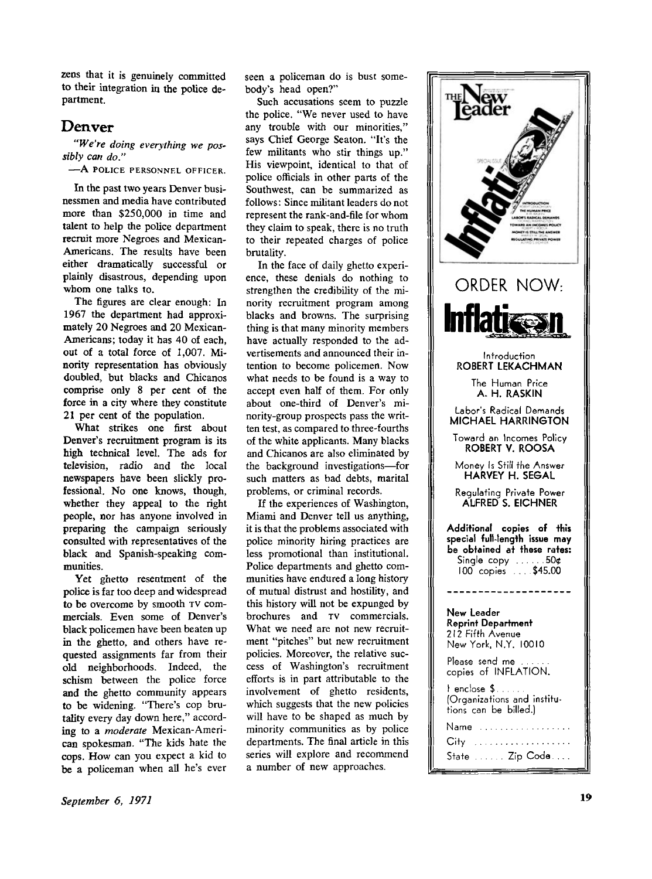zens that it is genuinely committed to their integration in the police department.

## Denver

*"We're doing everything we possibly can do."*

—A POLICE PERSONNEL OFFICER.

In the past two years Denver businessmen and media have contributed more than $250,000 in time and talent to help the police department recruit more Negroes and Mexican-Americans. The results have been either dramatically successful or plainly disastrous, depending upon whom one talks to.

The figures are clear enough: In 1967 the department had approximately 20 Negroes and 20 Mexican-Americans; today it has 40 of each, out of a total force of 1,007. Minority representation has obviously doubled, but blacks and Chicanos comprise only 8 per cent of the force in a city where they constitute 21 per cent of the population.

What strikes one first about Denver's recruitment program is its high technical level. The ads for television, radio and the local newspapers have been slickly professional. No one knows, though, whether they appeal to the right people, nor has anyone involved in preparing the campaign seriously consulted with representatives of the black and Spanish-speaking communities.

Yet ghetto resentment of the police is far too deep and widespread to be overcome by smooth TV commercials. Even some of Denver's black policemen have been beaten up in the ghetto, and others have requested assignments far from their old neighborhoods. Indeed, the schism between the police force and the ghetto community appears to be widening. "There's cop brutality every day down here," according to a *moderate* Mexican-American spokesman. "The kids hate the cops. How can you expect a kid to be a policeman when all he's ever seen a policeman do is bust somebody's head open?"

Such accusations seem to puzzle the police. "We never used to have any trouble with our minorities," says Chief George Seaton. "It's the few militants who stir things up." His viewpoint, identical to that of police officials in other parts of the Southwest, can be summarized as follows: Since militant leaders do not represent the rank-and-file for whom they claim to speak, there is no truth to their repeated charges of police brutality.

In the face of daily ghetto experience, these denials do nothing to strengthen the credibility of the minority recruitment program among blacks and browns. The surprising thing is that many minority members have actually responded to the advertisements and announced their intention to become policemen. Now what needs to be found is a way to accept even half of them. For only about one-third of Denver's minority-group prospects pass the written test, as compared to three-fourths of the white applicants. Many blacks and Chicanos are also eliminated by the background investigations—for such matters as bad debts, marital problems, or criminal records.

If the experiences of Washington, Miami and Denver tell us anything, it is that the problems associated with police minority hiring practices are less promotional than institutional. Police departments and ghetto communities have endured a long history of mutual distrust and hostility, and this history will not be expunged by brochures and TV commercials. What we need are not new recruitment "pitches" but new recruitment policies. Moreover, the relative success of Washington's recruitment efforts is in part attributable to the involvement of ghetto residents, which suggests that the new policies will have to be shaped as much by minority communities as by police departments. The final article in this series will explore and recommend a number of new approaches.

---

THE New Leader

Inflation

ORDER NOW:

**Inflation**

Introduction
**ROBERT LEKACHMAN**

The Human Price
**A. H. RASKIN**

Labor's Radical Demands
**MICHAEL HARRINGTON**

Toward an Incomes Policy
**ROBERT V. ROOSA**

Money Is Still the Answer
**HARVEY H. SEGAL**

Regulating Private Power
**ALFRED S. EICHNER**

**Additional copies of this special full-length issue may be obtained at these rates:**
Single copy ...... 50¢
100 copies .... $45.00

**New Leader**
**Reprint Department**
212 Fifth Avenue
New York, N.Y. 10010

Please send me ...... copies of INFLATION.

I enclose $......
(Organizations and institutions can be billed.)

Name ..................

City ..................

State ...... Zip Code....